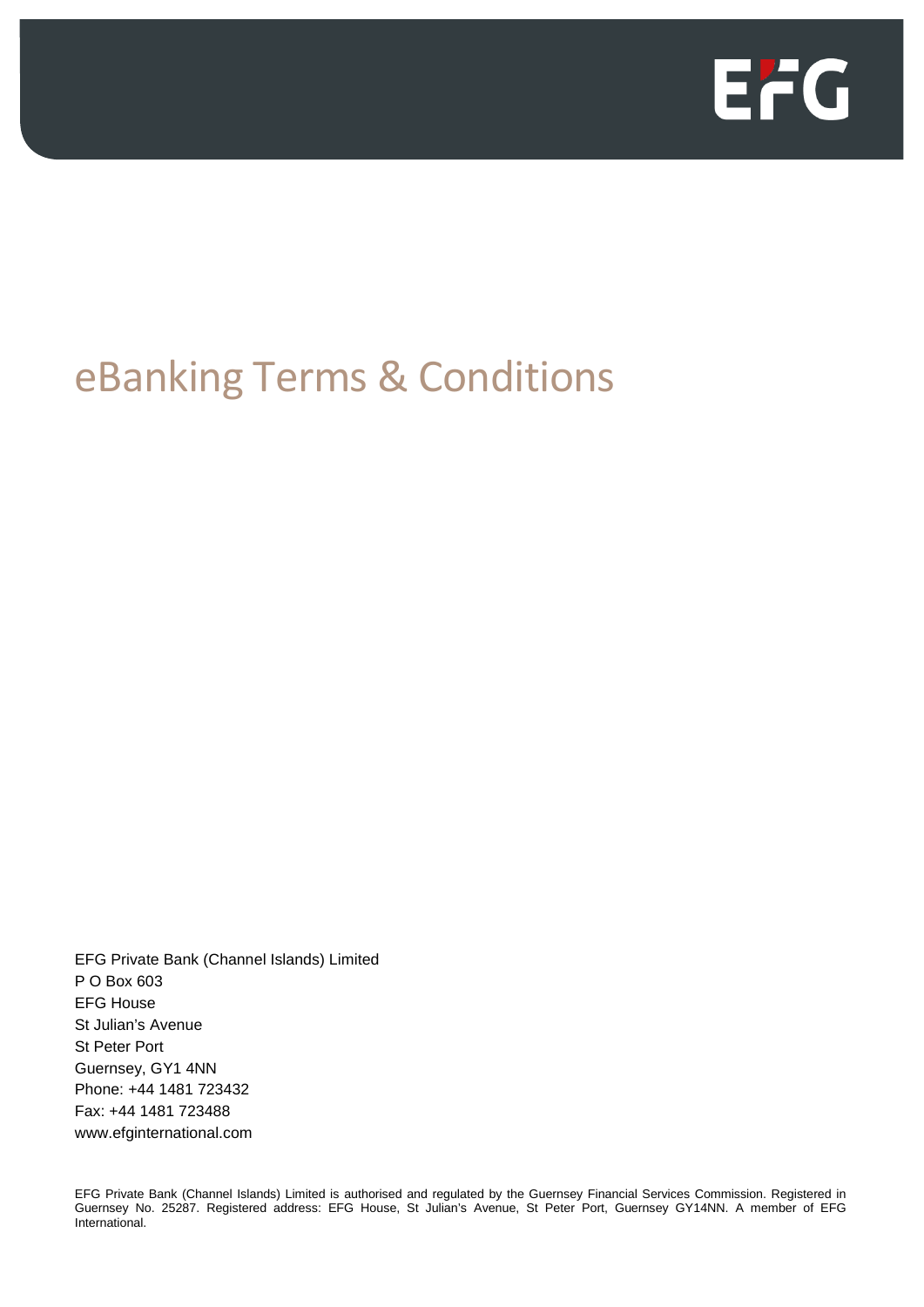# eBanking Terms & Conditions

EFG Private Bank (Channel Islands) Limited
P O Box 603
EFG House
St Julian's Avenue
St Peter Port
Guernsey, GY1 4NN
Phone: +44 1481 723432
Fax: +44 1481 723488
www.efginternational.com

EFG Private Bank (Channel Islands) Limited is authorised and regulated by the Guernsey Financial Services Commission. Registered in Guernsey No. 25287. Registered address: EFG House, St Julian's Avenue, St Peter Port, Guernsey GY14NN. A member of EFG International.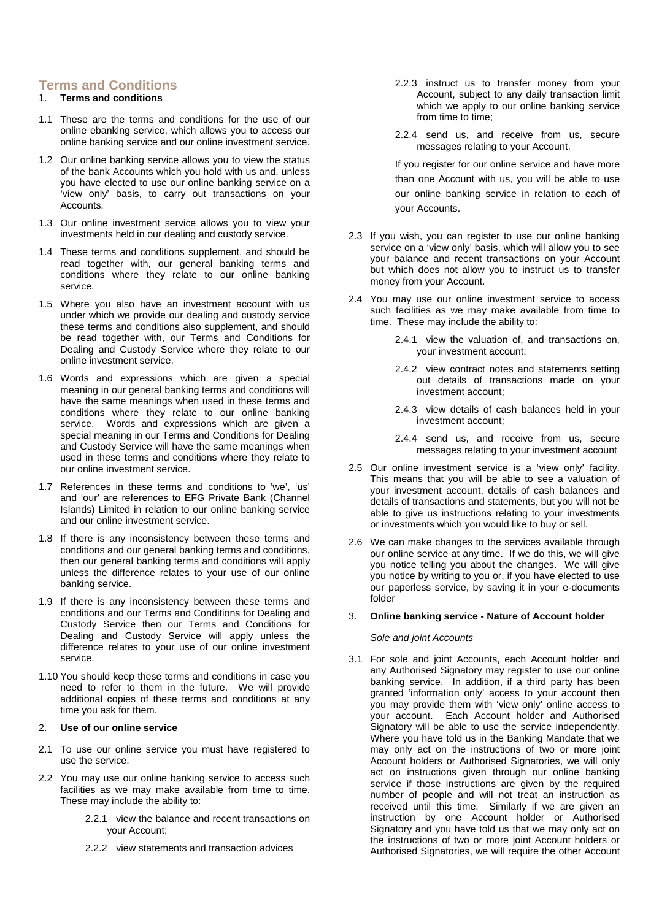# Terms and Conditions

## 1. Terms and conditions

1.1 These are the terms and conditions for the use of our online ebanking service, which allows you to access our online banking service and our online investment service.

1.2 Our online banking service allows you to view the status of the bank Accounts which you hold with us and, unless you have elected to use our online banking service on a 'view only' basis, to carry out transactions on your Accounts.

1.3 Our online investment service allows you to view your investments held in our dealing and custody service.

1.4 These terms and conditions supplement, and should be read together with, our general banking terms and conditions where they relate to our online banking service.

1.5 Where you also have an investment account with us under which we provide our dealing and custody service these terms and conditions also supplement, and should be read together with, our Terms and Conditions for Dealing and Custody Service where they relate to our online investment service.

1.6 Words and expressions which are given a special meaning in our general banking terms and conditions will have the same meanings when used in these terms and conditions where they relate to our online banking service. Words and expressions which are given a special meaning in our Terms and Conditions for Dealing and Custody Service will have the same meanings when used in these terms and conditions where they relate to our online investment service.

1.7 References in these terms and conditions to 'we', 'us' and 'our' are references to EFG Private Bank (Channel Islands) Limited in relation to our online banking service and our online investment service.

1.8 If there is any inconsistency between these terms and conditions and our general banking terms and conditions, then our general banking terms and conditions will apply unless the difference relates to your use of our online banking service.

1.9 If there is any inconsistency between these terms and conditions and our Terms and Conditions for Dealing and Custody Service then our Terms and Conditions for Dealing and Custody Service will apply unless the difference relates to your use of our online investment service.

1.10 You should keep these terms and conditions in case you need to refer to them in the future. We will provide additional copies of these terms and conditions at any time you ask for them.

## 2. Use of our online service

2.1 To use our online service you must have registered to use the service.

2.2 You may use our online banking service to access such facilities as we may make available from time to time. These may include the ability to:

2.2.1 view the balance and recent transactions on your Account;

2.2.2 view statements and transaction advices

2.2.3 instruct us to transfer money from your Account, subject to any daily transaction limit which we apply to our online banking service from time to time;

2.2.4 send us, and receive from us, secure messages relating to your Account.

If you register for our online service and have more than one Account with us, you will be able to use our online banking service in relation to each of your Accounts.

2.3 If you wish, you can register to use our online banking service on a 'view only' basis, which will allow you to see your balance and recent transactions on your Account but which does not allow you to instruct us to transfer money from your Account.

2.4 You may use our online investment service to access such facilities as we may make available from time to time. These may include the ability to:

2.4.1 view the valuation of, and transactions on, your investment account;

2.4.2 view contract notes and statements setting out details of transactions made on your investment account;

2.4.3 view details of cash balances held in your investment account;

2.4.4 send us, and receive from us, secure messages relating to your investment account

2.5 Our online investment service is a 'view only' facility. This means that you will be able to see a valuation of your investment account, details of cash balances and details of transactions and statements, but you will not be able to give us instructions relating to your investments or investments which you would like to buy or sell.

2.6 We can make changes to the services available through our online service at any time. If we do this, we will give you notice telling you about the changes. We will give you notice by writing to you or, if you have elected to use our paperless service, by saving it in your e-documents folder

## 3. Online banking service - Nature of Account holder

*Sole and joint Accounts*

3.1 For sole and joint Accounts, each Account holder and any Authorised Signatory may register to use our online banking service. In addition, if a third party has been granted 'information only' access to your account then you may provide them with 'view only' online access to your account. Each Account holder and Authorised Signatory will be able to use the service independently. Where you have told us in the Banking Mandate that we may only act on the instructions of two or more joint Account holders or Authorised Signatories, we will only act on instructions given through our online banking service if those instructions are given by the required number of people and will not treat an instruction as received until this time. Similarly if we are given an instruction by one Account holder or Authorised Signatory and you have told us that we may only act on the instructions of two or more joint Account holders or Authorised Signatories, we will require the other Account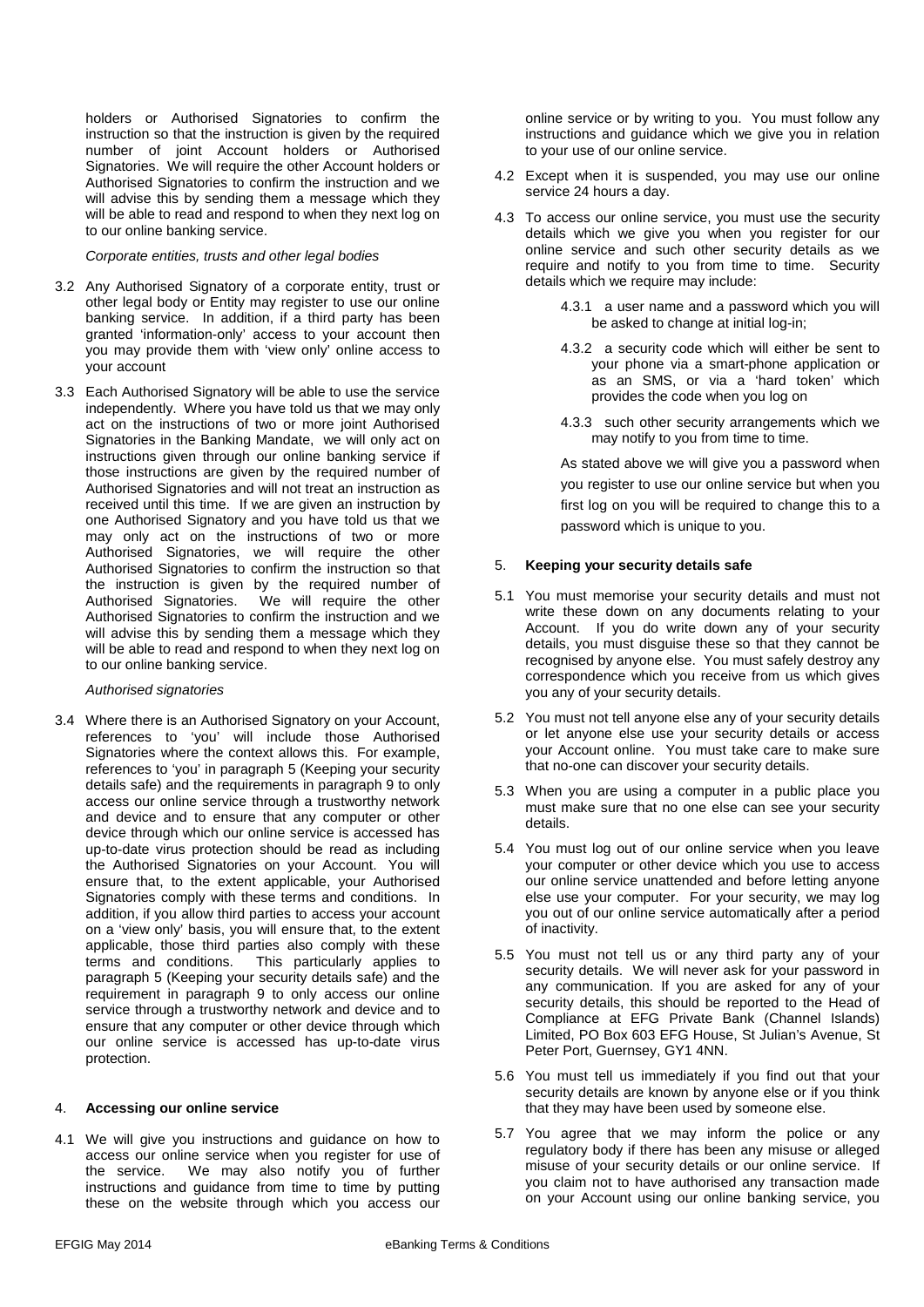holders or Authorised Signatories to confirm the instruction so that the instruction is given by the required number of joint Account holders or Authorised Signatories. We will require the other Account holders or Authorised Signatories to confirm the instruction and we will advise this by sending them a message which they will be able to read and respond to when they next log on to our online banking service.

*Corporate entities, trusts and other legal bodies*

3.2 Any Authorised Signatory of a corporate entity, trust or other legal body or Entity may register to use our online banking service. In addition, if a third party has been granted 'information-only' access to your account then you may provide them with 'view only' online access to your account

3.3 Each Authorised Signatory will be able to use the service independently. Where you have told us that we may only act on the instructions of two or more joint Authorised Signatories in the Banking Mandate, we will only act on instructions given through our online banking service if those instructions are given by the required number of Authorised Signatories and will not treat an instruction as received until this time. If we are given an instruction by one Authorised Signatory and you have told us that we may only act on the instructions of two or more Authorised Signatories, we will require the other Authorised Signatories to confirm the instruction so that the instruction is given by the required number of Authorised Signatories. We will require the other Authorised Signatories to confirm the instruction and we will advise this by sending them a message which they will be able to read and respond to when they next log on to our online banking service.

*Authorised signatories*

3.4 Where there is an Authorised Signatory on your Account, references to 'you' will include those Authorised Signatories where the context allows this. For example, references to 'you' in paragraph 5 (Keeping your security details safe) and the requirements in paragraph 9 to only access our online service through a trustworthy network and device and to ensure that any computer or other device through which our online service is accessed has up-to-date virus protection should be read as including the Authorised Signatories on your Account. You will ensure that, to the extent applicable, your Authorised Signatories comply with these terms and conditions. In addition, if you allow third parties to access your account on a 'view only' basis, you will ensure that, to the extent applicable, those third parties also comply with these terms and conditions. This particularly applies to paragraph 5 (Keeping your security details safe) and the requirement in paragraph 9 to only access our online service through a trustworthy network and device and to ensure that any computer or other device through which our online service is accessed has up-to-date virus protection.

## 4. **Accessing our online service**

4.1 We will give you instructions and guidance on how to access our online service when you register for use of the service. We may also notify you of further instructions and guidance from time to time by putting these on the website through which you access our online service or by writing to you. You must follow any instructions and guidance which we give you in relation to your use of our online service.

4.2 Except when it is suspended, you may use our online service 24 hours a day.

4.3 To access our online service, you must use the security details which we give you when you register for our online service and such other security details as we require and notify to you from time to time. Security details which we require may include:

- 4.3.1 a user name and a password which you will be asked to change at initial log-in;
- 4.3.2 a security code which will either be sent to your phone via a smart-phone application or as an SMS, or via a 'hard token' which provides the code when you log on
- 4.3.3 such other security arrangements which we may notify to you from time to time.

As stated above we will give you a password when you register to use our online service but when you first log on you will be required to change this to a password which is unique to you.

## 5. **Keeping your security details safe**

5.1 You must memorise your security details and must not write these down on any documents relating to your Account. If you do write down any of your security details, you must disguise these so that they cannot be recognised by anyone else. You must safely destroy any correspondence which you receive from us which gives you any of your security details.

5.2 You must not tell anyone else any of your security details or let anyone else use your security details or access your Account online. You must take care to make sure that no-one can discover your security details.

5.3 When you are using a computer in a public place you must make sure that no one else can see your security details.

5.4 You must log out of our online service when you leave your computer or other device which you use to access our online service unattended and before letting anyone else use your computer. For your security, we may log you out of our online service automatically after a period of inactivity.

5.5 You must not tell us or any third party any of your security details. We will never ask for your password in any communication. If you are asked for any of your security details, this should be reported to the Head of Compliance at EFG Private Bank (Channel Islands) Limited, PO Box 603 EFG House, St Julian's Avenue, St Peter Port, Guernsey, GY1 4NN.

5.6 You must tell us immediately if you find out that your security details are known by anyone else or if you think that they may have been used by someone else.

5.7 You agree that we may inform the police or any regulatory body if there has been any misuse or alleged misuse of your security details or our online service. If you claim not to have authorised any transaction made on your Account using our online banking service, you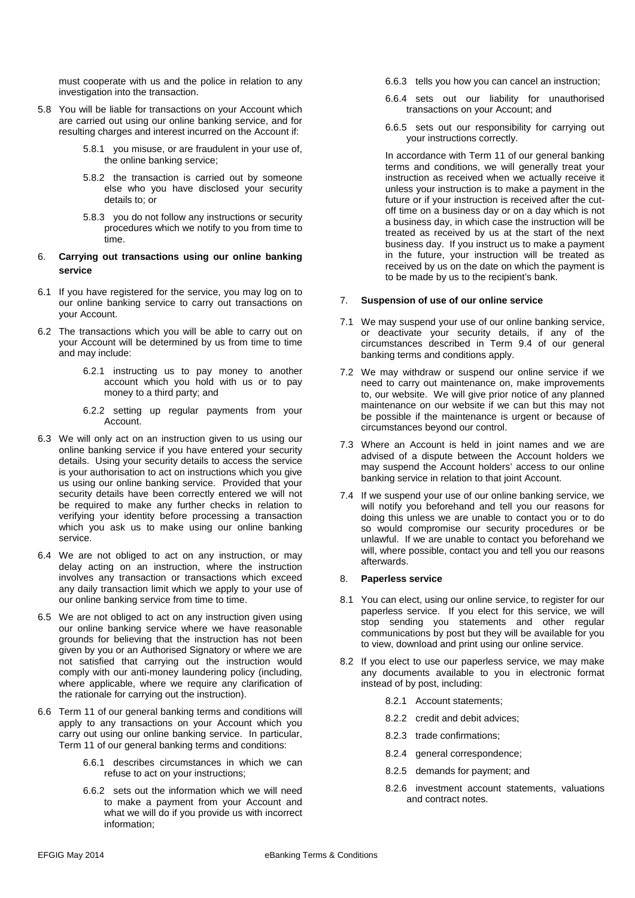must cooperate with us and the police in relation to any investigation into the transaction.

5.8 You will be liable for transactions on your Account which are carried out using our online banking service, and for resulting charges and interest incurred on the Account if:

5.8.1 you misuse, or are fraudulent in your use of, the online banking service;

5.8.2 the transaction is carried out by someone else who you have disclosed your security details to; or

5.8.3 you do not follow any instructions or security procedures which we notify to you from time to time.

## 6. Carrying out transactions using our online banking service

6.1 If you have registered for the service, you may log on to our online banking service to carry out transactions on your Account.

6.2 The transactions which you will be able to carry out on your Account will be determined by us from time to time and may include:

6.2.1 instructing us to pay money to another account which you hold with us or to pay money to a third party; and

6.2.2 setting up regular payments from your Account.

6.3 We will only act on an instruction given to us using our online banking service if you have entered your security details. Using your security details to access the service is your authorisation to act on instructions which you give us using our online banking service. Provided that your security details have been correctly entered we will not be required to make any further checks in relation to verifying your identity before processing a transaction which you ask us to make using our online banking service.

6.4 We are not obliged to act on any instruction, or may delay acting on an instruction, where the instruction involves any transaction or transactions which exceed any daily transaction limit which we apply to your use of our online banking service from time to time.

6.5 We are not obliged to act on any instruction given using our online banking service where we have reasonable grounds for believing that the instruction has not been given by you or an Authorised Signatory or where we are not satisfied that carrying out the instruction would comply with our anti-money laundering policy (including, where applicable, where we require any clarification of the rationale for carrying out the instruction).

6.6 Term 11 of our general banking terms and conditions will apply to any transactions on your Account which you carry out using our online banking service. In particular, Term 11 of our general banking terms and conditions:

6.6.1 describes circumstances in which we can refuse to act on your instructions;

6.6.2 sets out the information which we will need to make a payment from your Account and what we will do if you provide us with incorrect information;

6.6.3 tells you how you can cancel an instruction;

6.6.4 sets out our liability for unauthorised transactions on your Account; and

6.6.5 sets out our responsibility for carrying out your instructions correctly.

In accordance with Term 11 of our general banking terms and conditions, we will generally treat your instruction as received when we actually receive it unless your instruction is to make a payment in the future or if your instruction is received after the cut-off time on a business day or on a day which is not a business day, in which case the instruction will be treated as received by us at the start of the next business day. If you instruct us to make a payment in the future, your instruction will be treated as received by us on the date on which the payment is to be made by us to the recipient's bank.

## 7. Suspension of use of our online service

7.1 We may suspend your use of our online banking service, or deactivate your security details, if any of the circumstances described in Term 9.4 of our general banking terms and conditions apply.

7.2 We may withdraw or suspend our online service if we need to carry out maintenance on, make improvements to, our website. We will give prior notice of any planned maintenance on our website if we can but this may not be possible if the maintenance is urgent or because of circumstances beyond our control.

7.3 Where an Account is held in joint names and we are advised of a dispute between the Account holders we may suspend the Account holders' access to our online banking service in relation to that joint Account.

7.4 If we suspend your use of our online banking service, we will notify you beforehand and tell you our reasons for doing this unless we are unable to contact you or to do so would compromise our security procedures or be unlawful. If we are unable to contact you beforehand we will, where possible, contact you and tell you our reasons afterwards.

## 8. Paperless service

8.1 You can elect, using our online service, to register for our paperless service. If you elect for this service, we will stop sending you statements and other regular communications by post but they will be available for you to view, download and print using our online service.

8.2 If you elect to use our paperless service, we may make any documents available to you in electronic format instead of by post, including:

8.2.1 Account statements;

8.2.2 credit and debit advices;

8.2.3 trade confirmations;

8.2.4 general correspondence;

8.2.5 demands for payment; and

8.2.6 investment account statements, valuations and contract notes.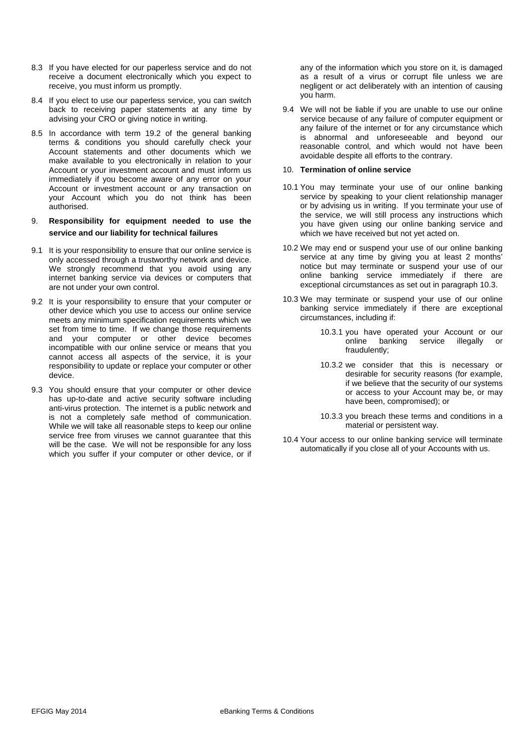8.3 If you have elected for our paperless service and do not receive a document electronically which you expect to receive, you must inform us promptly.

8.4 If you elect to use our paperless service, you can switch back to receiving paper statements at any time by advising your CRO or giving notice in writing.

8.5 In accordance with term 19.2 of the general banking terms & conditions you should carefully check your Account statements and other documents which we make available to you electronically in relation to your Account or your investment account and must inform us immediately if you become aware of any error on your Account or investment account or any transaction on your Account which you do not think has been authorised.

9. **Responsibility for equipment needed to use the service and our liability for technical failures**

9.1 It is your responsibility to ensure that our online service is only accessed through a trustworthy network and device. We strongly recommend that you avoid using any internet banking service via devices or computers that are not under your own control.

9.2 It is your responsibility to ensure that your computer or other device which you use to access our online service meets any minimum specification requirements which we set from time to time. If we change those requirements and your computer or other device becomes incompatible with our online service or means that you cannot access all aspects of the service, it is your responsibility to update or replace your computer or other device.

9.3 You should ensure that your computer or other device has up-to-date and active security software including anti-virus protection. The internet is a public network and is not a completely safe method of communication. While we will take all reasonable steps to keep our online service free from viruses we cannot guarantee that this will be the case. We will not be responsible for any loss which you suffer if your computer or other device, or if any of the information which you store on it, is damaged as a result of a virus or corrupt file unless we are negligent or act deliberately with an intention of causing you harm.

9.4 We will not be liable if you are unable to use our online service because of any failure of computer equipment or any failure of the internet or for any circumstance which is abnormal and unforeseeable and beyond our reasonable control, and which would not have been avoidable despite all efforts to the contrary.

10. **Termination of online service**

10.1 You may terminate your use of our online banking service by speaking to your client relationship manager or by advising us in writing. If you terminate your use of the service, we will still process any instructions which you have given using our online banking service and which we have received but not yet acted on.

10.2 We may end or suspend your use of our online banking service at any time by giving you at least 2 months' notice but may terminate or suspend your use of our online banking service immediately if there are exceptional circumstances as set out in paragraph 10.3.

10.3 We may terminate or suspend your use of our online banking service immediately if there are exceptional circumstances, including if:

- 10.3.1 you have operated your Account or our online banking service illegally or fraudulently;
- 10.3.2 we consider that this is necessary or desirable for security reasons (for example, if we believe that the security of our systems or access to your Account may be, or may have been, compromised); or
- 10.3.3 you breach these terms and conditions in a material or persistent way.

10.4 Your access to our online banking service will terminate automatically if you close all of your Accounts with us.